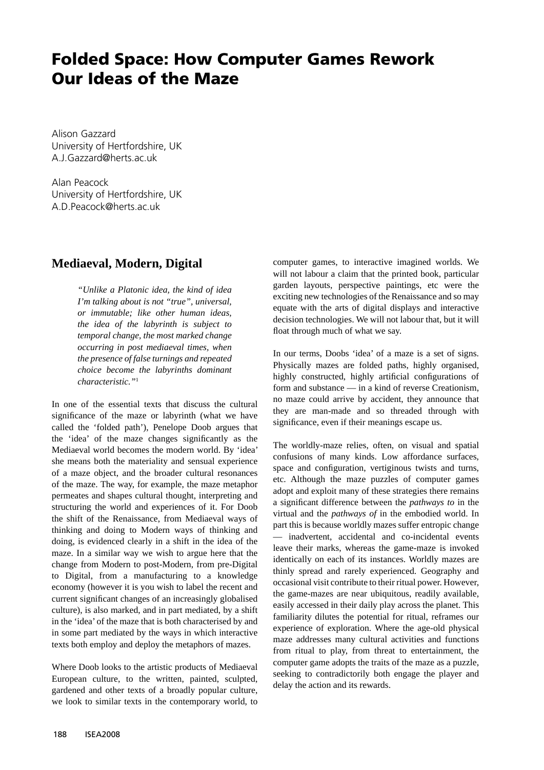# Folded Space: How Computer Games Rework Our Ideas of the Maze

Alison Gazzard
University of Hertfordshire, UK
A.J.Gazzard@herts.ac.uk

Alan Peacock
University of Hertfordshire, UK
A.D.Peacock@herts.ac.uk

## Mediaeval, Modern, Digital

> *"Unlike a Platonic idea, the kind of idea I'm talking about is not "true", universal, or immutable; like other human ideas, the idea of the labyrinth is subject to temporal change, the most marked change occurring in post mediaeval times, when the presence of false turnings and repeated choice become the labyrinths dominant characteristic."*[1]

In one of the essential texts that discuss the cultural significance of the maze or labyrinth (what we have called the 'folded path'), Penelope Doob argues that the 'idea' of the maze changes significantly as the Mediaeval world becomes the modern world. By 'idea' she means both the materiality and sensual experience of a maze object, and the broader cultural resonances of the maze. The way, for example, the maze metaphor permeates and shapes cultural thought, interpreting and structuring the world and experiences of it. For Doob the shift of the Renaissance, from Mediaeval ways of thinking and doing to Modern ways of thinking and doing, is evidenced clearly in a shift in the idea of the maze. In a similar way we wish to argue here that the change from Modern to post-Modern, from pre-Digital to Digital, from a manufacturing to a knowledge economy (however it is you wish to label the recent and current significant changes of an increasingly globalised culture), is also marked, and in part mediated, by a shift in the 'idea' of the maze that is both characterised by and in some part mediated by the ways in which interactive texts both employ and deploy the metaphors of mazes.

Where Doob looks to the artistic products of Mediaeval European culture, to the written, painted, sculpted, gardened and other texts of a broadly popular culture, we look to similar texts in the contemporary world, to computer games, to interactive imagined worlds. We will not labour a claim that the printed book, particular garden layouts, perspective paintings, etc were the exciting new technologies of the Renaissance and so may equate with the arts of digital displays and interactive decision technologies. We will not labour that, but it will float through much of what we say.

In our terms, Doobs 'idea' of a maze is a set of signs. Physically mazes are folded paths, highly organised, highly constructed, highly artificial configurations of form and substance — in a kind of reverse Creationism, no maze could arrive by accident, they announce that they are man-made and so threaded through with significance, even if their meanings escape us.

The worldly-maze relies, often, on visual and spatial confusions of many kinds. Low affordance surfaces, space and configuration, vertiginous twists and turns, etc. Although the maze puzzles of computer games adopt and exploit many of these strategies there remains a significant difference between the *pathways to* in the virtual and the *pathways of* in the embodied world. In part this is because worldly mazes suffer entropic change — inadvertent, accidental and co-incidental events leave their marks, whereas the game-maze is invoked identically on each of its instances. Worldly mazes are thinly spread and rarely experienced. Geography and occasional visit contribute to their ritual power. However, the game-mazes are near ubiquitous, readily available, easily accessed in their daily play across the planet. This familiarity dilutes the potential for ritual, reframes our experience of exploration. Where the age-old physical maze addresses many cultural activities and functions from ritual to play, from threat to entertainment, the computer game adopts the traits of the maze as a puzzle, seeking to contradictorily both engage the player and delay the action and its rewards.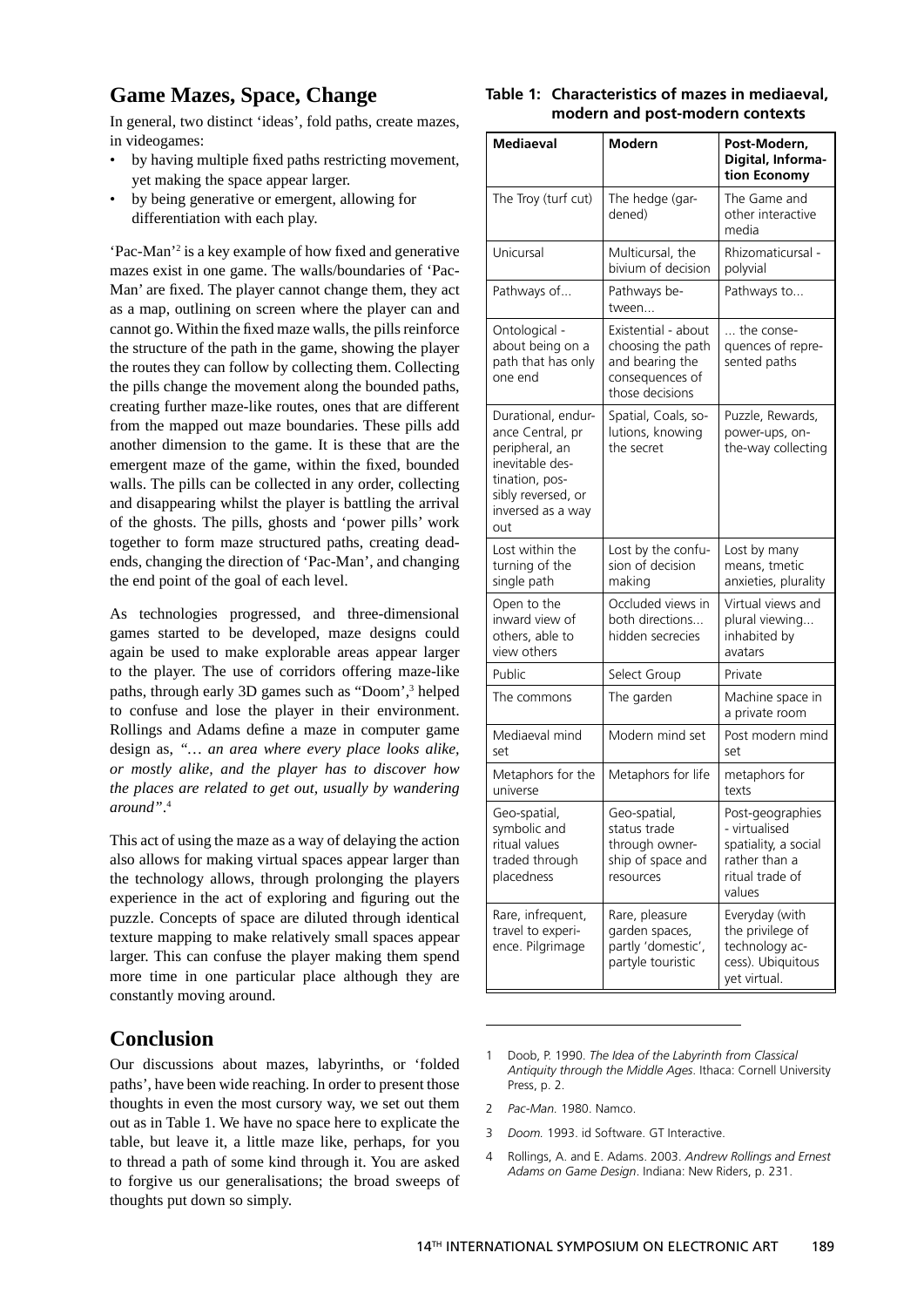## Game Mazes, Space, Change

In general, two distinct 'ideas', fold paths, create mazes, in videogames:

- by having multiple fixed paths restricting movement, yet making the space appear larger.
- by being generative or emergent, allowing for differentiation with each play.

'Pac-Man'[2] is a key example of how fixed and generative mazes exist in one game. The walls/boundaries of 'Pac-Man' are fixed. The player cannot change them, they act as a map, outlining on screen where the player can and cannot go. Within the fixed maze walls, the pills reinforce the structure of the path in the game, showing the player the routes they can follow by collecting them. Collecting the pills change the movement along the bounded paths, creating further maze-like routes, ones that are different from the mapped out maze boundaries. These pills add another dimension to the game. It is these that are the emergent maze of the game, within the fixed, bounded walls. The pills can be collected in any order, collecting and disappearing whilst the player is battling the arrival of the ghosts. The pills, ghosts and 'power pills' work together to form maze structured paths, creating dead-ends, changing the direction of 'Pac-Man', and changing the end point of the goal of each level.

As technologies progressed, and three-dimensional games started to be developed, maze designs could again be used to make explorable areas appear larger to the player. The use of corridors offering maze-like paths, through early 3D games such as "Doom',[3] helped to confuse and lose the player in their environment. Rollings and Adams define a maze in computer game design as, *"… an area where every place looks alike, or mostly alike, and the player has to discover how the places are related to get out, usually by wandering around"*.[4]

This act of using the maze as a way of delaying the action also allows for making virtual spaces appear larger than the technology allows, through prolonging the players experience in the act of exploring and figuring out the puzzle. Concepts of space are diluted through identical texture mapping to make relatively small spaces appear larger. This can confuse the player making them spend more time in one particular place although they are constantly moving around.

## Conclusion

Our discussions about mazes, labyrinths, or 'folded paths', have been wide reaching. In order to present those thoughts in even the most cursory way, we set out them out as in Table 1. We have no space here to explicate the table, but leave it, a little maze like, perhaps, for you to thread a path of some kind through it. You are asked to forgive us our generalisations; the broad sweeps of thoughts put down so simply.

**Table 1: Characteristics of mazes in mediaeval, modern and post-modern contexts**

| Mediaeval | Modern | Post-Modern, Digital, Information Economy |
|---|---|---|
| The Troy (turf cut) | The hedge (gardened) | The Game and other interactive media |
| Unicursal | Multicursal, the bivium of decision | Rhizomaticursal - polyvial |
| Pathways of... | Pathways between... | Pathways to... |
| Ontological - about being on a path that has only one end | Existential - about choosing the path and bearing the consequences of those decisions | ... the consequences of represented paths |
| Durational, endurance Central, pr peripheral, an inevitable destination, possibly reversed, or inversed as a way out | Spatial, Coals, solutions, knowing the secret | Puzzle, Rewards, power-ups, on-the-way collecting |
| Lost within the turning of the single path | Lost by the confusion of decision making | Lost by many means, tmetic anxieties, plurality |
| Open to the inward view of others, able to view others | Occluded views in both directions... hidden secrecies | Virtual views and plural viewing... inhabited by avatars |
| Public | Select Group | Private |
| The commons | The garden | Machine space in a private room |
| Mediaeval mind set | Modern mind set | Post modern mind set |
| Metaphors for the universe | Metaphors for life | metaphors for texts |
| Geo-spatial, symbolic and ritual values traded through placedness | Geo-spatial, status trade through ownership of space and resources | Post-geographies - virtualised spatiality, a social rather than a ritual trade of values |
| Rare, infrequent, travel to experience. Pilgrimage | Rare, pleasure garden spaces, partly 'domestic', partyle touristic | Everyday (with the privilege of technology access). Ubiquitous yet virtual. |

1. Doob, P. 1990. *The Idea of the Labyrinth from Classical Antiquity through the Middle Ages*. Ithaca: Cornell University Press, p. 2.
2. *Pac-Man*. 1980. Namco.
3. *Doom*. 1993. id Software. GT Interactive.
4. Rollings, A. and E. Adams. 2003. *Andrew Rollings and Ernest Adams on Game Design*. Indiana: New Riders, p. 231.